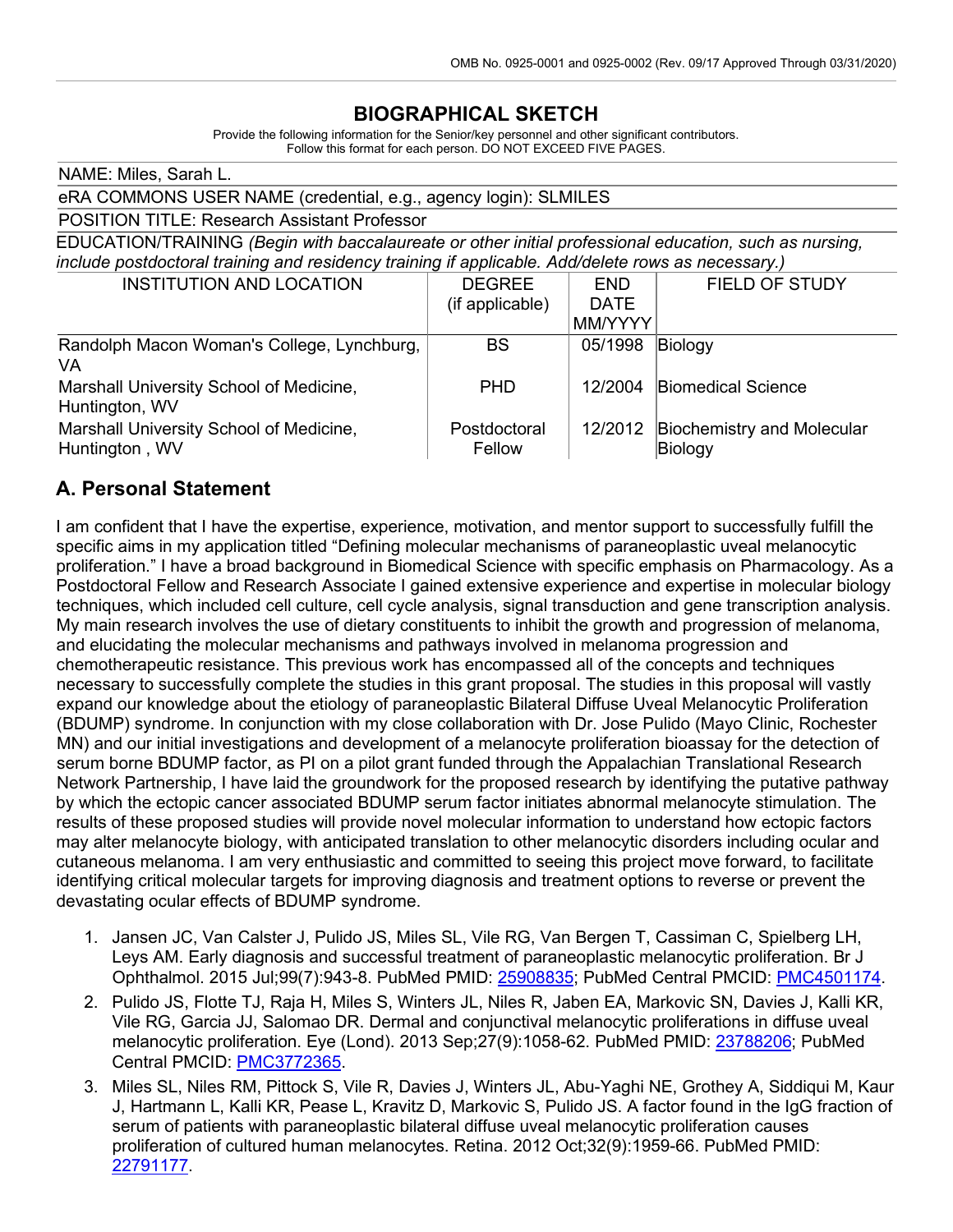# BIOGRAPHICAL SKETCH

Provide the following information for the Senior/key personnel and other significant contributors.
Follow this format for each person. DO NOT EXCEED FIVE PAGES.

NAME: Miles, Sarah L.

eRA COMMONS USER NAME (credential, e.g., agency login): SLMILES

POSITION TITLE: Research Assistant Professor

EDUCATION/TRAINING *(Begin with baccalaureate or other initial professional education, such as nursing, include postdoctoral training and residency training if applicable. Add/delete rows as necessary.)*

| INSTITUTION AND LOCATION | DEGREE (if applicable) | END DATE MM/YYYY | FIELD OF STUDY |
|---|---|---|---|
| Randolph Macon Woman's College, Lynchburg, VA | BS | 05/1998 | Biology |
| Marshall University School of Medicine, Huntington, WV | PHD | 12/2004 | Biomedical Science |
| Marshall University School of Medicine, Huntington , WV | Postdoctoral Fellow | 12/2012 | Biochemistry and Molecular Biology |

## A. Personal Statement

I am confident that I have the expertise, experience, motivation, and mentor support to successfully fulfill the specific aims in my application titled "Defining molecular mechanisms of paraneoplastic uveal melanocytic proliferation." I have a broad background in Biomedical Science with specific emphasis on Pharmacology. As a Postdoctoral Fellow and Research Associate I gained extensive experience and expertise in molecular biology techniques, which included cell culture, cell cycle analysis, signal transduction and gene transcription analysis. My main research involves the use of dietary constituents to inhibit the growth and progression of melanoma, and elucidating the molecular mechanisms and pathways involved in melanoma progression and chemotherapeutic resistance. This previous work has encompassed all of the concepts and techniques necessary to successfully complete the studies in this grant proposal. The studies in this proposal will vastly expand our knowledge about the etiology of paraneoplastic Bilateral Diffuse Uveal Melanocytic Proliferation (BDUMP) syndrome. In conjunction with my close collaboration with Dr. Jose Pulido (Mayo Clinic, Rochester MN) and our initial investigations and development of a melanocyte proliferation bioassay for the detection of serum borne BDUMP factor, as PI on a pilot grant funded through the Appalachian Translational Research Network Partnership, I have laid the groundwork for the proposed research by identifying the putative pathway by which the ectopic cancer associated BDUMP serum factor initiates abnormal melanocyte stimulation. The results of these proposed studies will provide novel molecular information to understand how ectopic factors may alter melanocyte biology, with anticipated translation to other melanocytic disorders including ocular and cutaneous melanoma. I am very enthusiastic and committed to seeing this project move forward, to facilitate identifying critical molecular targets for improving diagnosis and treatment options to reverse or prevent the devastating ocular effects of BDUMP syndrome.

1. Jansen JC, Van Calster J, Pulido JS, Miles SL, Vile RG, Van Bergen T, Cassiman C, Spielberg LH, Leys AM. Early diagnosis and successful treatment of paraneoplastic melanocytic proliferation. Br J Ophthalmol. 2015 Jul;99(7):943-8. PubMed PMID: 25908835; PubMed Central PMCID: PMC4501174.
2. Pulido JS, Flotte TJ, Raja H, Miles S, Winters JL, Niles R, Jaben EA, Markovic SN, Davies J, Kalli KR, Vile RG, Garcia JJ, Salomao DR. Dermal and conjunctival melanocytic proliferations in diffuse uveal melanocytic proliferation. Eye (Lond). 2013 Sep;27(9):1058-62. PubMed PMID: 23788206; PubMed Central PMCID: PMC3772365.
3. Miles SL, Niles RM, Pittock S, Vile R, Davies J, Winters JL, Abu-Yaghi NE, Grothey A, Siddiqui M, Kaur J, Hartmann L, Kalli KR, Pease L, Kravitz D, Markovic S, Pulido JS. A factor found in the IgG fraction of serum of patients with paraneoplastic bilateral diffuse uveal melanocytic proliferation causes proliferation of cultured human melanocytes. Retina. 2012 Oct;32(9):1959-66. PubMed PMID: 22791177.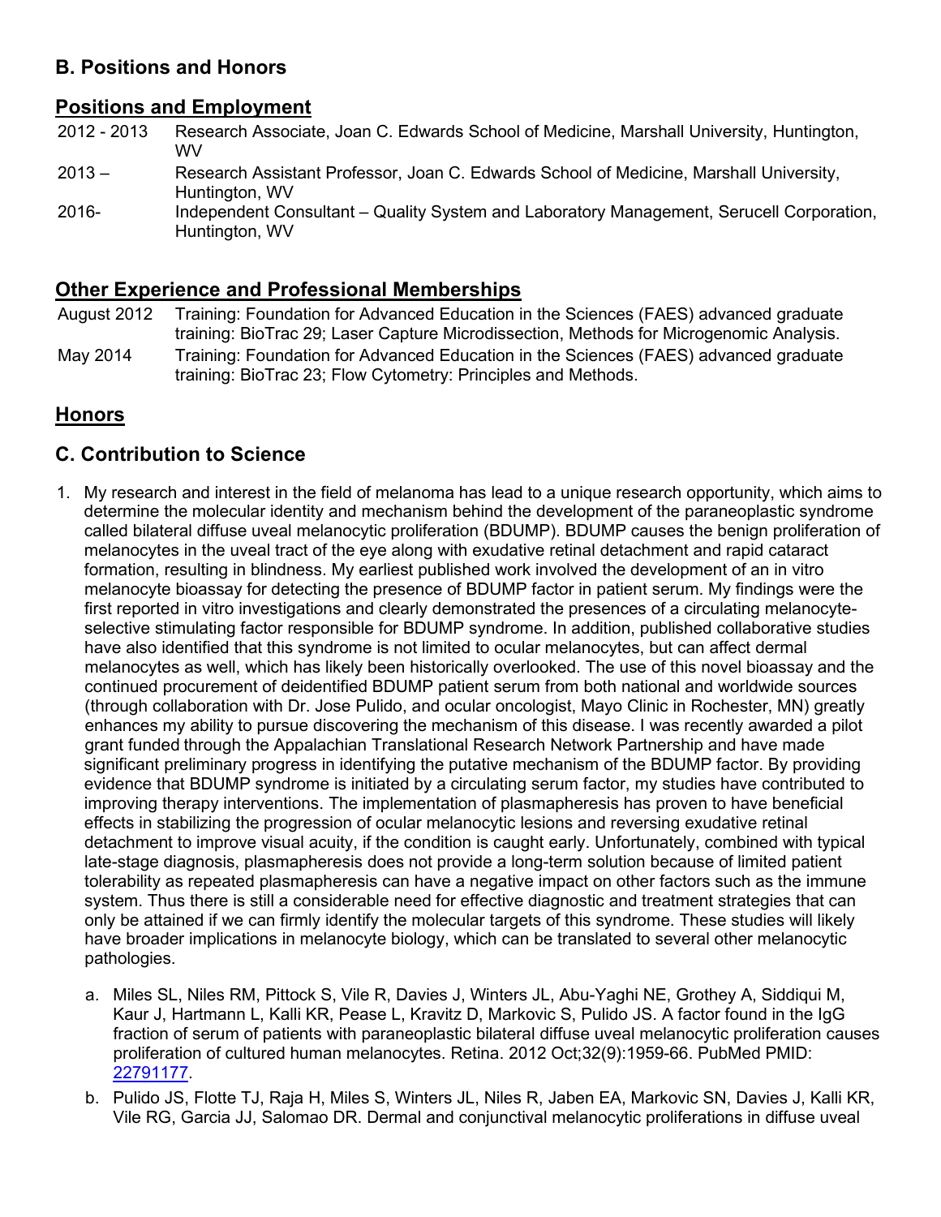## B. Positions and Honors

### Positions and Employment

| | |
|---|---|
| 2012 - 2013 | Research Associate, Joan C. Edwards School of Medicine, Marshall University, Huntington, WV |
| 2013 – | Research Assistant Professor, Joan C. Edwards School of Medicine, Marshall University, Huntington, WV |
| 2016- | Independent Consultant – Quality System and Laboratory Management, Serucell Corporation, Huntington, WV |

### Other Experience and Professional Memberships

| | |
|---|---|
| August 2012 | Training: Foundation for Advanced Education in the Sciences (FAES) advanced graduate training: BioTrac 29; Laser Capture Microdissection, Methods for Microgenomic Analysis. |
| May 2014 | Training: Foundation for Advanced Education in the Sciences (FAES) advanced graduate training: BioTrac 23; Flow Cytometry: Principles and Methods. |

### Honors

## C. Contribution to Science

1. My research and interest in the field of melanoma has lead to a unique research opportunity, which aims to determine the molecular identity and mechanism behind the development of the paraneoplastic syndrome called bilateral diffuse uveal melanocytic proliferation (BDUMP). BDUMP causes the benign proliferation of melanocytes in the uveal tract of the eye along with exudative retinal detachment and rapid cataract formation, resulting in blindness. My earliest published work involved the development of an in vitro melanocyte bioassay for detecting the presence of BDUMP factor in patient serum. My findings were the first reported in vitro investigations and clearly demonstrated the presences of a circulating melanocyte-selective stimulating factor responsible for BDUMP syndrome. In addition, published collaborative studies have also identified that this syndrome is not limited to ocular melanocytes, but can affect dermal melanocytes as well, which has likely been historically overlooked. The use of this novel bioassay and the continued procurement of deidentified BDUMP patient serum from both national and worldwide sources (through collaboration with Dr. Jose Pulido, and ocular oncologist, Mayo Clinic in Rochester, MN) greatly enhances my ability to pursue discovering the mechanism of this disease. I was recently awarded a pilot grant funded through the Appalachian Translational Research Network Partnership and have made significant preliminary progress in identifying the putative mechanism of the BDUMP factor. By providing evidence that BDUMP syndrome is initiated by a circulating serum factor, my studies have contributed to improving therapy interventions. The implementation of plasmapheresis has proven to have beneficial effects in stabilizing the progression of ocular melanocytic lesions and reversing exudative retinal detachment to improve visual acuity, if the condition is caught early. Unfortunately, combined with typical late-stage diagnosis, plasmapheresis does not provide a long-term solution because of limited patient tolerability as repeated plasmapheresis can have a negative impact on other factors such as the immune system. Thus there is still a considerable need for effective diagnostic and treatment strategies that can only be attained if we can firmly identify the molecular targets of this syndrome. These studies will likely have broader implications in melanocyte biology, which can be translated to several other melanocytic pathologies.

    a. Miles SL, Niles RM, Pittock S, Vile R, Davies J, Winters JL, Abu-Yaghi NE, Grothey A, Siddiqui M, Kaur J, Hartmann L, Kalli KR, Pease L, Kravitz D, Markovic S, Pulido JS. A factor found in the IgG fraction of serum of patients with paraneoplastic bilateral diffuse uveal melanocytic proliferation causes proliferation of cultured human melanocytes. Retina. 2012 Oct;32(9):1959-66. PubMed PMID: 22791177.

    b. Pulido JS, Flotte TJ, Raja H, Miles S, Winters JL, Niles R, Jaben EA, Markovic SN, Davies J, Kalli KR, Vile RG, Garcia JJ, Salomao DR. Dermal and conjunctival melanocytic proliferations in diffuse uveal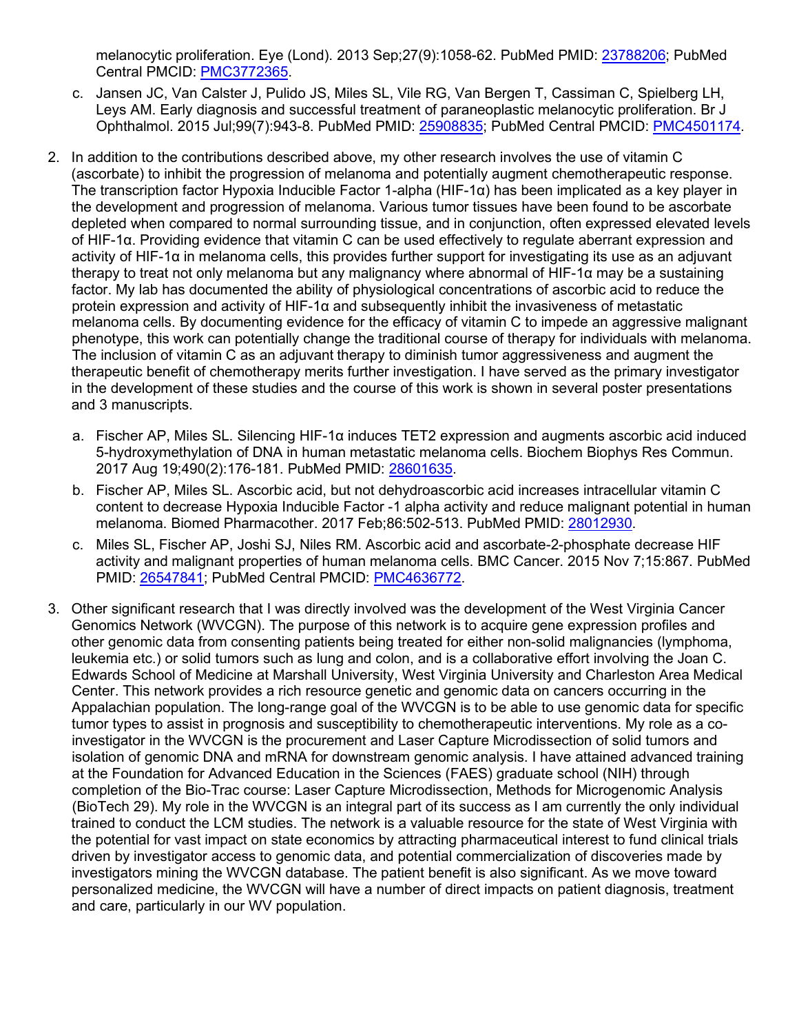melanocytic proliferation. Eye (Lond). 2013 Sep;27(9):1058-62. PubMed PMID: 23788206; PubMed Central PMCID: PMC3772365.

c. Jansen JC, Van Calster J, Pulido JS, Miles SL, Vile RG, Van Bergen T, Cassiman C, Spielberg LH, Leys AM. Early diagnosis and successful treatment of paraneoplastic melanocytic proliferation. Br J Ophthalmol. 2015 Jul;99(7):943-8. PubMed PMID: 25908835; PubMed Central PMCID: PMC4501174.

2. In addition to the contributions described above, my other research involves the use of vitamin C (ascorbate) to inhibit the progression of melanoma and potentially augment chemotherapeutic response. The transcription factor Hypoxia Inducible Factor 1-alpha (HIF-1α) has been implicated as a key player in the development and progression of melanoma. Various tumor tissues have been found to be ascorbate depleted when compared to normal surrounding tissue, and in conjunction, often expressed elevated levels of HIF-1α. Providing evidence that vitamin C can be used effectively to regulate aberrant expression and activity of HIF-1α in melanoma cells, this provides further support for investigating its use as an adjuvant therapy to treat not only melanoma but any malignancy where abnormal of HIF-1α may be a sustaining factor. My lab has documented the ability of physiological concentrations of ascorbic acid to reduce the protein expression and activity of HIF-1α and subsequently inhibit the invasiveness of metastatic melanoma cells. By documenting evidence for the efficacy of vitamin C to impede an aggressive malignant phenotype, this work can potentially change the traditional course of therapy for individuals with melanoma. The inclusion of vitamin C as an adjuvant therapy to diminish tumor aggressiveness and augment the therapeutic benefit of chemotherapy merits further investigation. I have served as the primary investigator in the development of these studies and the course of this work is shown in several poster presentations and 3 manuscripts.

   a. Fischer AP, Miles SL. Silencing HIF-1α induces TET2 expression and augments ascorbic acid induced 5-hydroxymethylation of DNA in human metastatic melanoma cells. Biochem Biophys Res Commun. 2017 Aug 19;490(2):176-181. PubMed PMID: 28601635.
   b. Fischer AP, Miles SL. Ascorbic acid, but not dehydroascorbic acid increases intracellular vitamin C content to decrease Hypoxia Inducible Factor -1 alpha activity and reduce malignant potential in human melanoma. Biomed Pharmacother. 2017 Feb;86:502-513. PubMed PMID: 28012930.
   c. Miles SL, Fischer AP, Joshi SJ, Niles RM. Ascorbic acid and ascorbate-2-phosphate decrease HIF activity and malignant properties of human melanoma cells. BMC Cancer. 2015 Nov 7;15:867. PubMed PMID: 26547841; PubMed Central PMCID: PMC4636772.

3. Other significant research that I was directly involved was the development of the West Virginia Cancer Genomics Network (WVCGN). The purpose of this network is to acquire gene expression profiles and other genomic data from consenting patients being treated for either non-solid malignancies (lymphoma, leukemia etc.) or solid tumors such as lung and colon, and is a collaborative effort involving the Joan C. Edwards School of Medicine at Marshall University, West Virginia University and Charleston Area Medical Center. This network provides a rich resource genetic and genomic data on cancers occurring in the Appalachian population. The long-range goal of the WVCGN is to be able to use genomic data for specific tumor types to assist in prognosis and susceptibility to chemotherapeutic interventions. My role as a co-investigator in the WVCGN is the procurement and Laser Capture Microdissection of solid tumors and isolation of genomic DNA and mRNA for downstream genomic analysis. I have attained advanced training at the Foundation for Advanced Education in the Sciences (FAES) graduate school (NIH) through completion of the Bio-Trac course: Laser Capture Microdissection, Methods for Microgenomic Analysis (BioTech 29). My role in the WVCGN is an integral part of its success as I am currently the only individual trained to conduct the LCM studies. The network is a valuable resource for the state of West Virginia with the potential for vast impact on state economics by attracting pharmaceutical interest to fund clinical trials driven by investigator access to genomic data, and potential commercialization of discoveries made by investigators mining the WVCGN database. The patient benefit is also significant. As we move toward personalized medicine, the WVCGN will have a number of direct impacts on patient diagnosis, treatment and care, particularly in our WV population.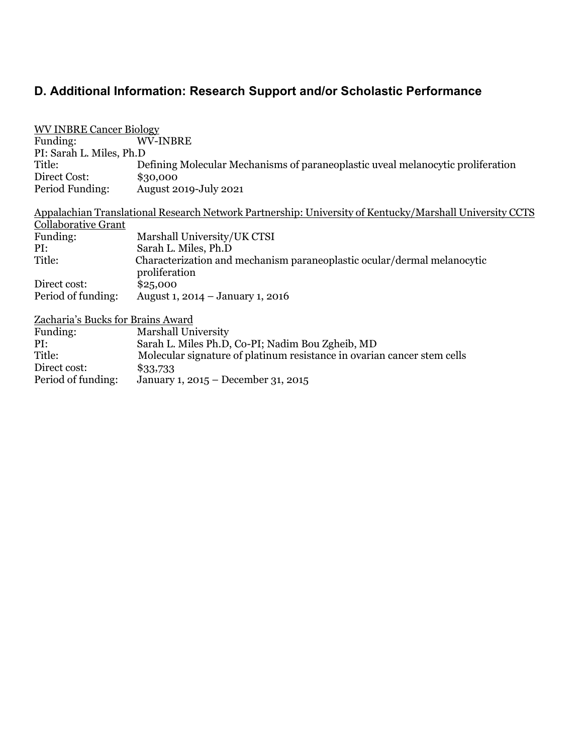## D. Additional Information: Research Support and/or Scholastic Performance

<u>WV INBRE Cancer Biology</u>
Funding: WV-INBRE
PI: Sarah L. Miles, Ph.D
Title: Defining Molecular Mechanisms of paraneoplastic uveal melanocytic proliferation
Direct Cost: $30,000
Period Funding: August 2019-July 2021

<u>Appalachian Translational Research Network Partnership: University of Kentucky/Marshall University CCTS Collaborative Grant</u>
Funding: Marshall University/UK CTSI
PI: Sarah L. Miles, Ph.D
Title: Characterization and mechanism paraneoplastic ocular/dermal melanocytic proliferation
Direct cost: $25,000
Period of funding: August 1, 2014 – January 1, 2016

<u>Zacharia's Bucks for Brains Award</u>
Funding: Marshall University
PI: Sarah L. Miles Ph.D, Co-PI; Nadim Bou Zgheib, MD
Title: Molecular signature of platinum resistance in ovarian cancer stem cells
Direct cost: $33,733
Period of funding: January 1, 2015 – December 31, 2015